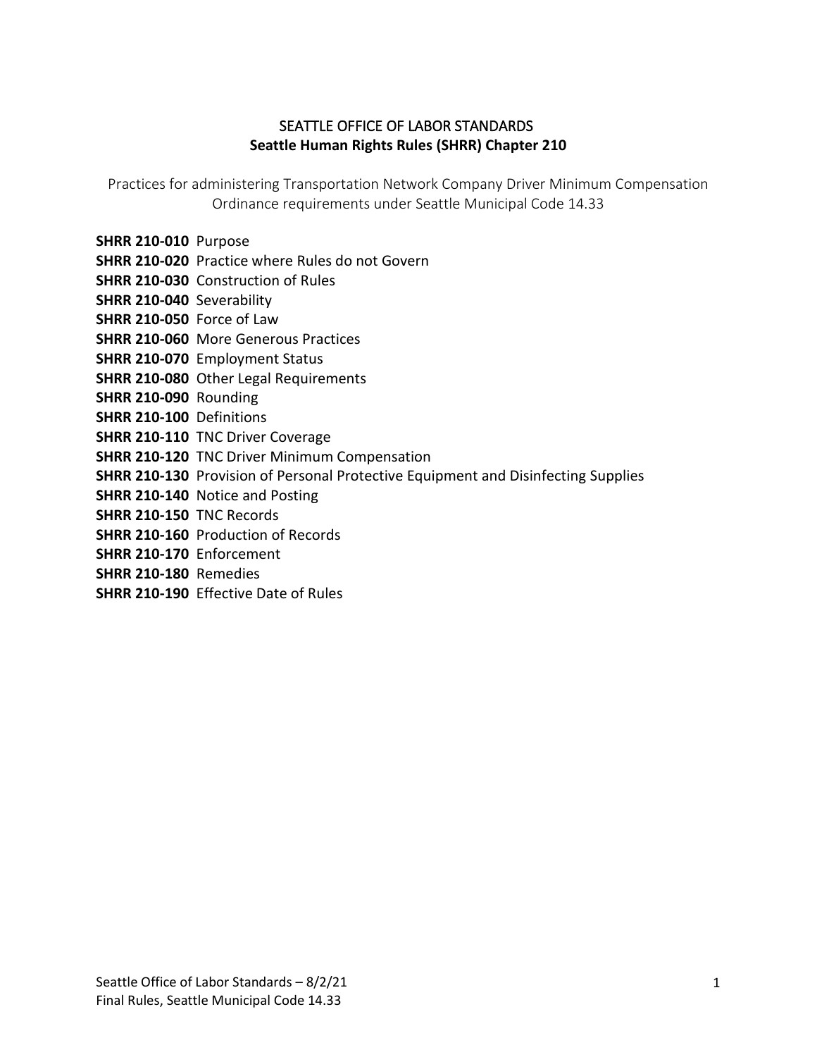# SEATTLE OFFICE OF LABOR STANDARDS

## Seattle Human Rights Rules (SHRR) Chapter 210

Practices for administering Transportation Network Company Driver Minimum Compensation Ordinance requirements under Seattle Municipal Code 14.33

**SHRR 210-010** Purpose
**SHRR 210-020** Practice where Rules do not Govern
**SHRR 210-030** Construction of Rules
**SHRR 210-040** Severability
**SHRR 210-050** Force of Law
**SHRR 210-060** More Generous Practices
**SHRR 210-070** Employment Status
**SHRR 210-080** Other Legal Requirements
**SHRR 210-090** Rounding
**SHRR 210-100** Definitions
**SHRR 210-110** TNC Driver Coverage
**SHRR 210-120** TNC Driver Minimum Compensation
**SHRR 210-130** Provision of Personal Protective Equipment and Disinfecting Supplies
**SHRR 210-140** Notice and Posting
**SHRR 210-150** TNC Records
**SHRR 210-160** Production of Records
**SHRR 210-170** Enforcement
**SHRR 210-180** Remedies
**SHRR 210-190** Effective Date of Rules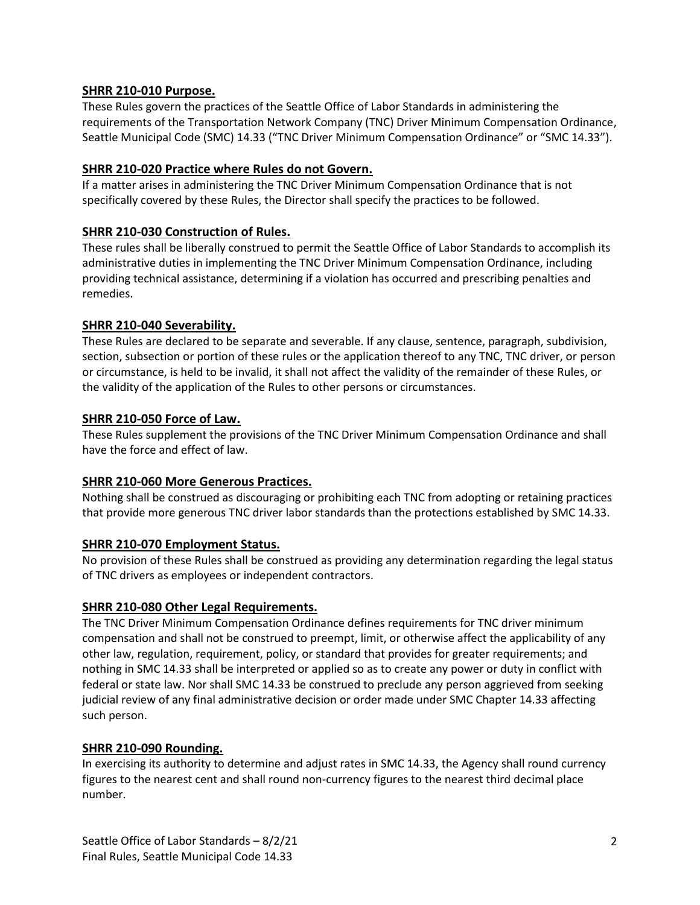## SHRR 210-010 Purpose.

These Rules govern the practices of the Seattle Office of Labor Standards in administering the requirements of the Transportation Network Company (TNC) Driver Minimum Compensation Ordinance, Seattle Municipal Code (SMC) 14.33 ("TNC Driver Minimum Compensation Ordinance" or "SMC 14.33").

## SHRR 210-020 Practice where Rules do not Govern.

If a matter arises in administering the TNC Driver Minimum Compensation Ordinance that is not specifically covered by these Rules, the Director shall specify the practices to be followed.

## SHRR 210-030 Construction of Rules.

These rules shall be liberally construed to permit the Seattle Office of Labor Standards to accomplish its administrative duties in implementing the TNC Driver Minimum Compensation Ordinance, including providing technical assistance, determining if a violation has occurred and prescribing penalties and remedies.

## SHRR 210-040 Severability.

These Rules are declared to be separate and severable. If any clause, sentence, paragraph, subdivision, section, subsection or portion of these rules or the application thereof to any TNC, TNC driver, or person or circumstance, is held to be invalid, it shall not affect the validity of the remainder of these Rules, or the validity of the application of the Rules to other persons or circumstances.

## SHRR 210-050 Force of Law.

These Rules supplement the provisions of the TNC Driver Minimum Compensation Ordinance and shall have the force and effect of law.

## SHRR 210-060 More Generous Practices.

Nothing shall be construed as discouraging or prohibiting each TNC from adopting or retaining practices that provide more generous TNC driver labor standards than the protections established by SMC 14.33.

## SHRR 210-070 Employment Status.

No provision of these Rules shall be construed as providing any determination regarding the legal status of TNC drivers as employees or independent contractors.

## SHRR 210-080 Other Legal Requirements.

The TNC Driver Minimum Compensation Ordinance defines requirements for TNC driver minimum compensation and shall not be construed to preempt, limit, or otherwise affect the applicability of any other law, regulation, requirement, policy, or standard that provides for greater requirements; and nothing in SMC 14.33 shall be interpreted or applied so as to create any power or duty in conflict with federal or state law. Nor shall SMC 14.33 be construed to preclude any person aggrieved from seeking judicial review of any final administrative decision or order made under SMC Chapter 14.33 affecting such person.

## SHRR 210-090 Rounding.

In exercising its authority to determine and adjust rates in SMC 14.33, the Agency shall round currency figures to the nearest cent and shall round non-currency figures to the nearest third decimal place number.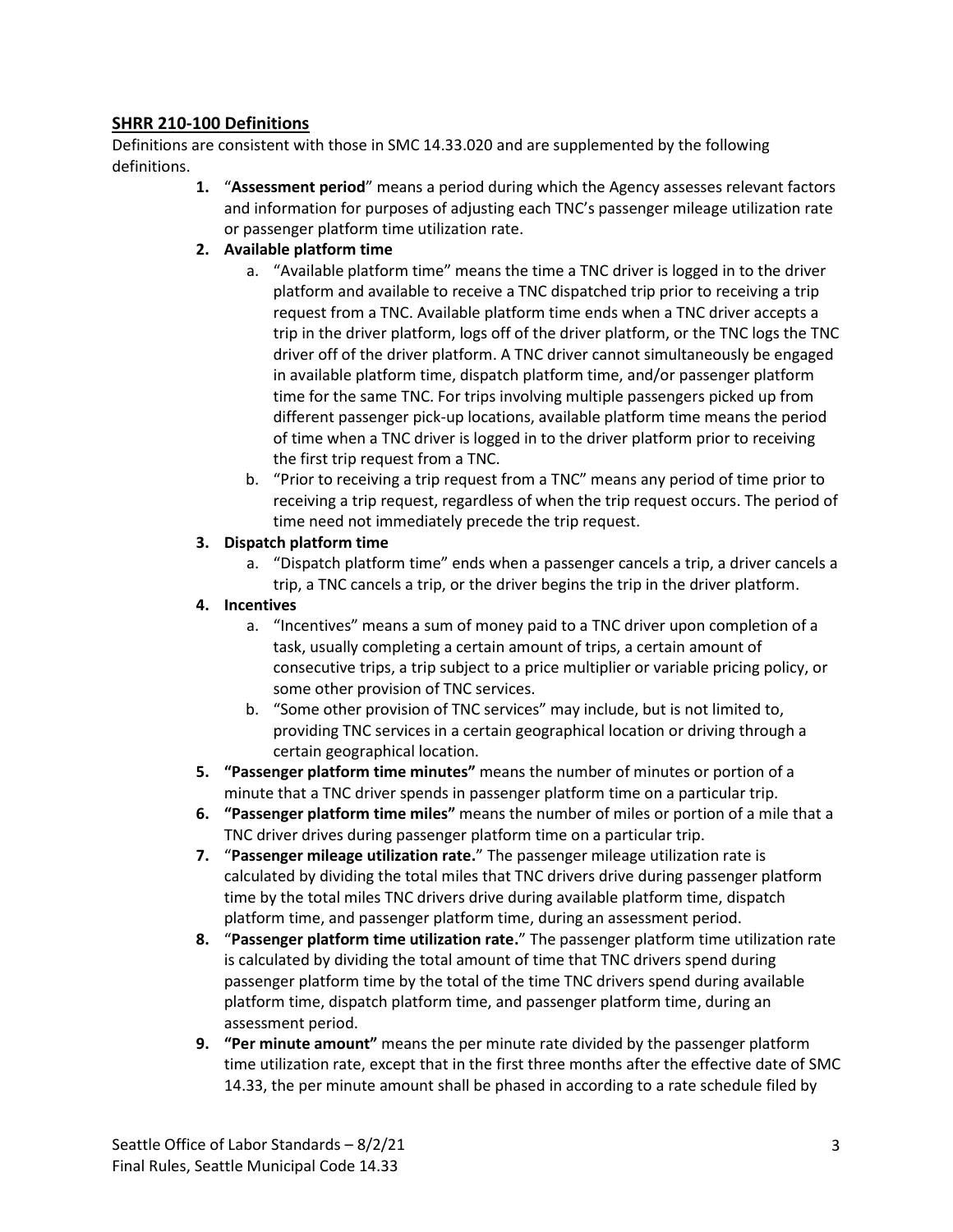## SHRR 210-100 Definitions

Definitions are consistent with those in SMC 14.33.020 and are supplemented by the following definitions.

1. "**Assessment period**" means a period during which the Agency assesses relevant factors and information for purposes of adjusting each TNC's passenger mileage utilization rate or passenger platform time utilization rate.
2. **Available platform time**
   a. "Available platform time" means the time a TNC driver is logged in to the driver platform and available to receive a TNC dispatched trip prior to receiving a trip request from a TNC. Available platform time ends when a TNC driver accepts a trip in the driver platform, logs off of the driver platform, or the TNC logs the TNC driver off of the driver platform. A TNC driver cannot simultaneously be engaged in available platform time, dispatch platform time, and/or passenger platform time for the same TNC. For trips involving multiple passengers picked up from different passenger pick-up locations, available platform time means the period of time when a TNC driver is logged in to the driver platform prior to receiving the first trip request from a TNC.
   b. "Prior to receiving a trip request from a TNC" means any period of time prior to receiving a trip request, regardless of when the trip request occurs. The period of time need not immediately precede the trip request.
3. **Dispatch platform time**
   a. "Dispatch platform time" ends when a passenger cancels a trip, a driver cancels a trip, a TNC cancels a trip, or the driver begins the trip in the driver platform.
4. **Incentives**
   a. "Incentives" means a sum of money paid to a TNC driver upon completion of a task, usually completing a certain amount of trips, a certain amount of consecutive trips, a trip subject to a price multiplier or variable pricing policy, or some other provision of TNC services.
   b. "Some other provision of TNC services" may include, but is not limited to, providing TNC services in a certain geographical location or driving through a certain geographical location.
5. **"Passenger platform time minutes"** means the number of minutes or portion of a minute that a TNC driver spends in passenger platform time on a particular trip.
6. **"Passenger platform time miles"** means the number of miles or portion of a mile that a TNC driver drives during passenger platform time on a particular trip.
7. "**Passenger mileage utilization rate.**" The passenger mileage utilization rate is calculated by dividing the total miles that TNC drivers drive during passenger platform time by the total miles TNC drivers drive during available platform time, dispatch platform time, and passenger platform time, during an assessment period.
8. "**Passenger platform time utilization rate.**" The passenger platform time utilization rate is calculated by dividing the total amount of time that TNC drivers spend during passenger platform time by the total of the time TNC drivers spend during available platform time, dispatch platform time, and passenger platform time, during an assessment period.
9. **"Per minute amount"** means the per minute rate divided by the passenger platform time utilization rate, except that in the first three months after the effective date of SMC 14.33, the per minute amount shall be phased in according to a rate schedule filed by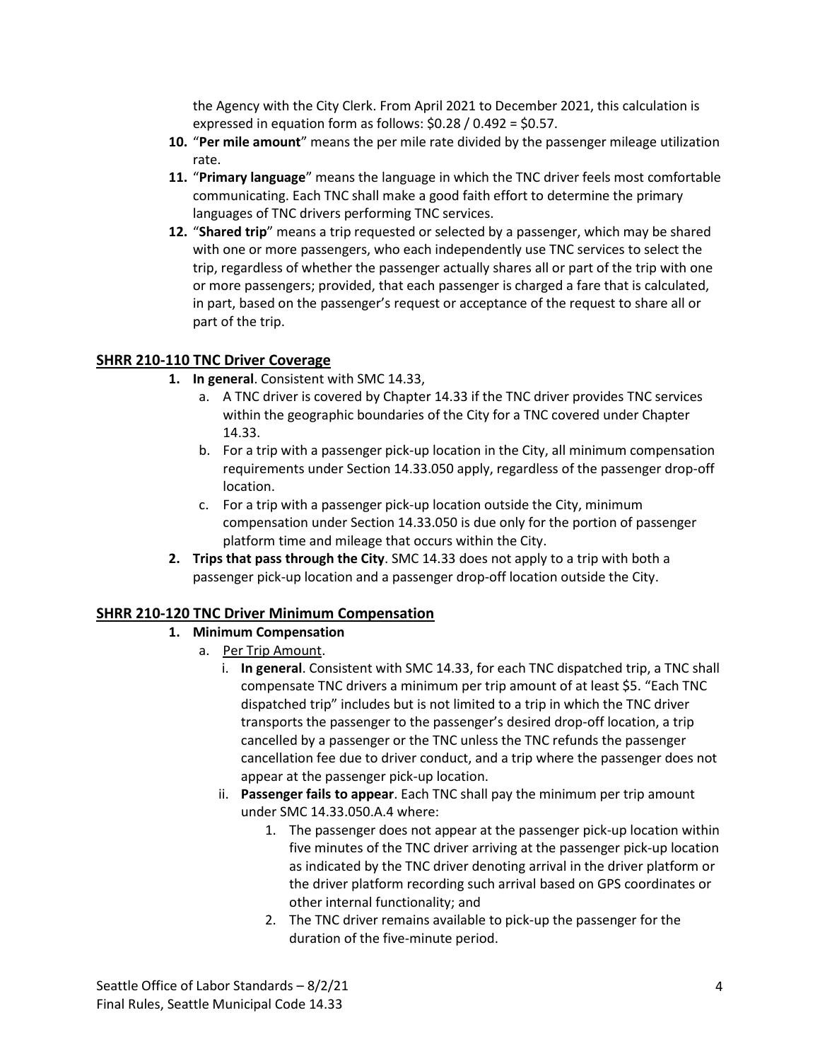the Agency with the City Clerk. From April 2021 to December 2021, this calculation is expressed in equation form as follows: $0.28 / 0.492 = $0.57.

10. "**Per mile amount**" means the per mile rate divided by the passenger mileage utilization rate.
11. "**Primary language**" means the language in which the TNC driver feels most comfortable communicating. Each TNC shall make a good faith effort to determine the primary languages of TNC drivers performing TNC services.
12. "**Shared trip**" means a trip requested or selected by a passenger, which may be shared with one or more passengers, who each independently use TNC services to select the trip, regardless of whether the passenger actually shares all or part of the trip with one or more passengers; provided, that each passenger is charged a fare that is calculated, in part, based on the passenger's request or acceptance of the request to share all or part of the trip.

## SHRR 210-110 TNC Driver Coverage

1. **In general**. Consistent with SMC 14.33,
   a. A TNC driver is covered by Chapter 14.33 if the TNC driver provides TNC services within the geographic boundaries of the City for a TNC covered under Chapter 14.33.
   b. For a trip with a passenger pick-up location in the City, all minimum compensation requirements under Section 14.33.050 apply, regardless of the passenger drop-off location.
   c. For a trip with a passenger pick-up location outside the City, minimum compensation under Section 14.33.050 is due only for the portion of passenger platform time and mileage that occurs within the City.
2. **Trips that pass through the City**. SMC 14.33 does not apply to a trip with both a passenger pick-up location and a passenger drop-off location outside the City.

## SHRR 210-120 TNC Driver Minimum Compensation

1. **Minimum Compensation**
   a. Per Trip Amount.
      i. **In general**. Consistent with SMC 14.33, for each TNC dispatched trip, a TNC shall compensate TNC drivers a minimum per trip amount of at least $5. "Each TNC dispatched trip" includes but is not limited to a trip in which the TNC driver transports the passenger to the passenger's desired drop-off location, a trip cancelled by a passenger or the TNC unless the TNC refunds the passenger cancellation fee due to driver conduct, and a trip where the passenger does not appear at the passenger pick-up location.
      ii. **Passenger fails to appear**. Each TNC shall pay the minimum per trip amount under SMC 14.33.050.A.4 where:
         1. The passenger does not appear at the passenger pick-up location within five minutes of the TNC driver arriving at the passenger pick-up location as indicated by the TNC driver denoting arrival in the driver platform or the driver platform recording such arrival based on GPS coordinates or other internal functionality; and
         2. The TNC driver remains available to pick-up the passenger for the duration of the five-minute period.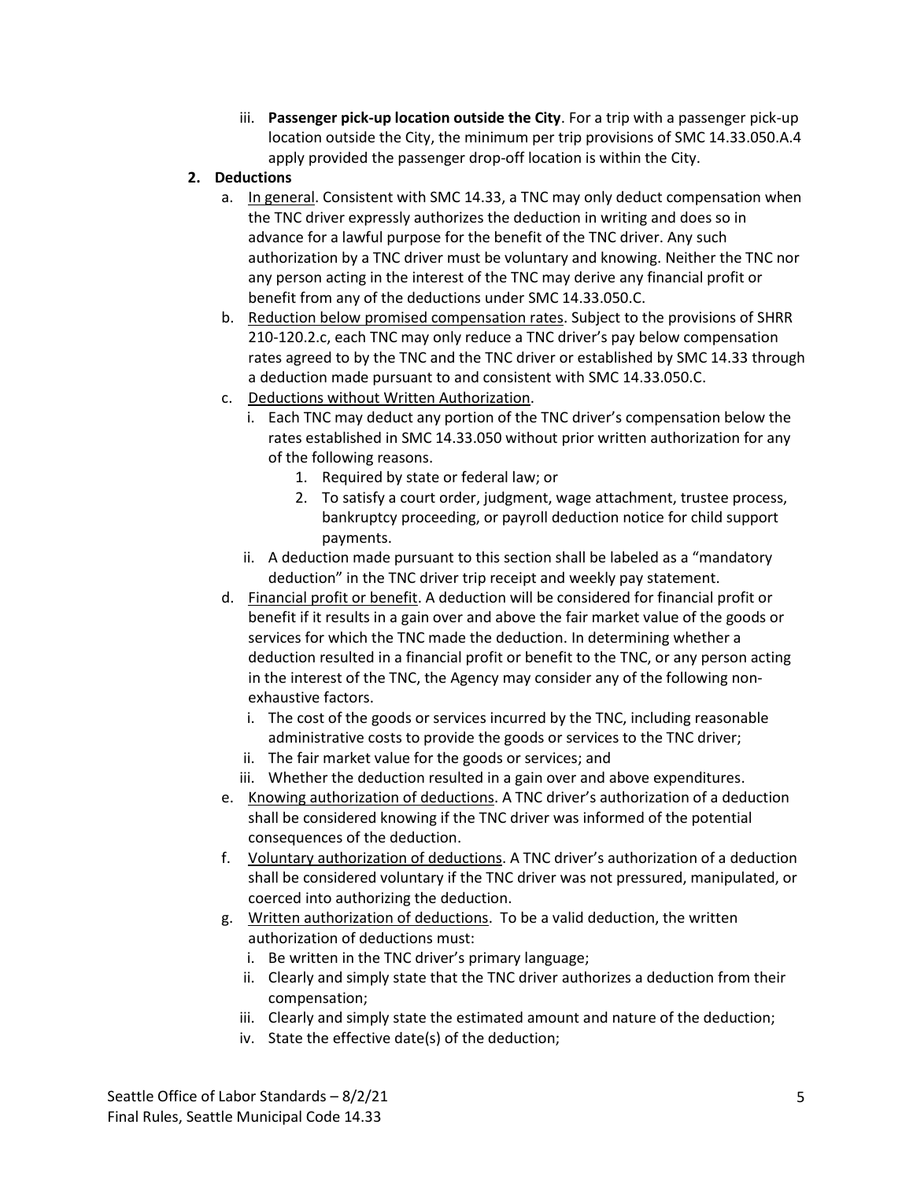iii. **Passenger pick-up location outside the City**. For a trip with a passenger pick-up location outside the City, the minimum per trip provisions of SMC 14.33.050.A.4 apply provided the passenger drop-off location is within the City.

**2. Deductions**

a. In general. Consistent with SMC 14.33, a TNC may only deduct compensation when the TNC driver expressly authorizes the deduction in writing and does so in advance for a lawful purpose for the benefit of the TNC driver. Any such authorization by a TNC driver must be voluntary and knowing. Neither the TNC nor any person acting in the interest of the TNC may derive any financial profit or benefit from any of the deductions under SMC 14.33.050.C.

b. Reduction below promised compensation rates. Subject to the provisions of SHRR 210-120.2.c, each TNC may only reduce a TNC driver's pay below compensation rates agreed to by the TNC and the TNC driver or established by SMC 14.33 through a deduction made pursuant to and consistent with SMC 14.33.050.C.

c. Deductions without Written Authorization.

   i. Each TNC may deduct any portion of the TNC driver's compensation below the rates established in SMC 14.33.050 without prior written authorization for any of the following reasons.

      1. Required by state or federal law; or
      2. To satisfy a court order, judgment, wage attachment, trustee process, bankruptcy proceeding, or payroll deduction notice for child support payments.

   ii. A deduction made pursuant to this section shall be labeled as a "mandatory deduction" in the TNC driver trip receipt and weekly pay statement.

d. Financial profit or benefit. A deduction will be considered for financial profit or benefit if it results in a gain over and above the fair market value of the goods or services for which the TNC made the deduction. In determining whether a deduction resulted in a financial profit or benefit to the TNC, or any person acting in the interest of the TNC, the Agency may consider any of the following non-exhaustive factors.

   i. The cost of the goods or services incurred by the TNC, including reasonable administrative costs to provide the goods or services to the TNC driver;
   ii. The fair market value for the goods or services; and
   iii. Whether the deduction resulted in a gain over and above expenditures.

e. Knowing authorization of deductions. A TNC driver's authorization of a deduction shall be considered knowing if the TNC driver was informed of the potential consequences of the deduction.

f. Voluntary authorization of deductions. A TNC driver's authorization of a deduction shall be considered voluntary if the TNC driver was not pressured, manipulated, or coerced into authorizing the deduction.

g. Written authorization of deductions. To be a valid deduction, the written authorization of deductions must:

   i. Be written in the TNC driver's primary language;
   ii. Clearly and simply state that the TNC driver authorizes a deduction from their compensation;
   iii. Clearly and simply state the estimated amount and nature of the deduction;
   iv. State the effective date(s) of the deduction;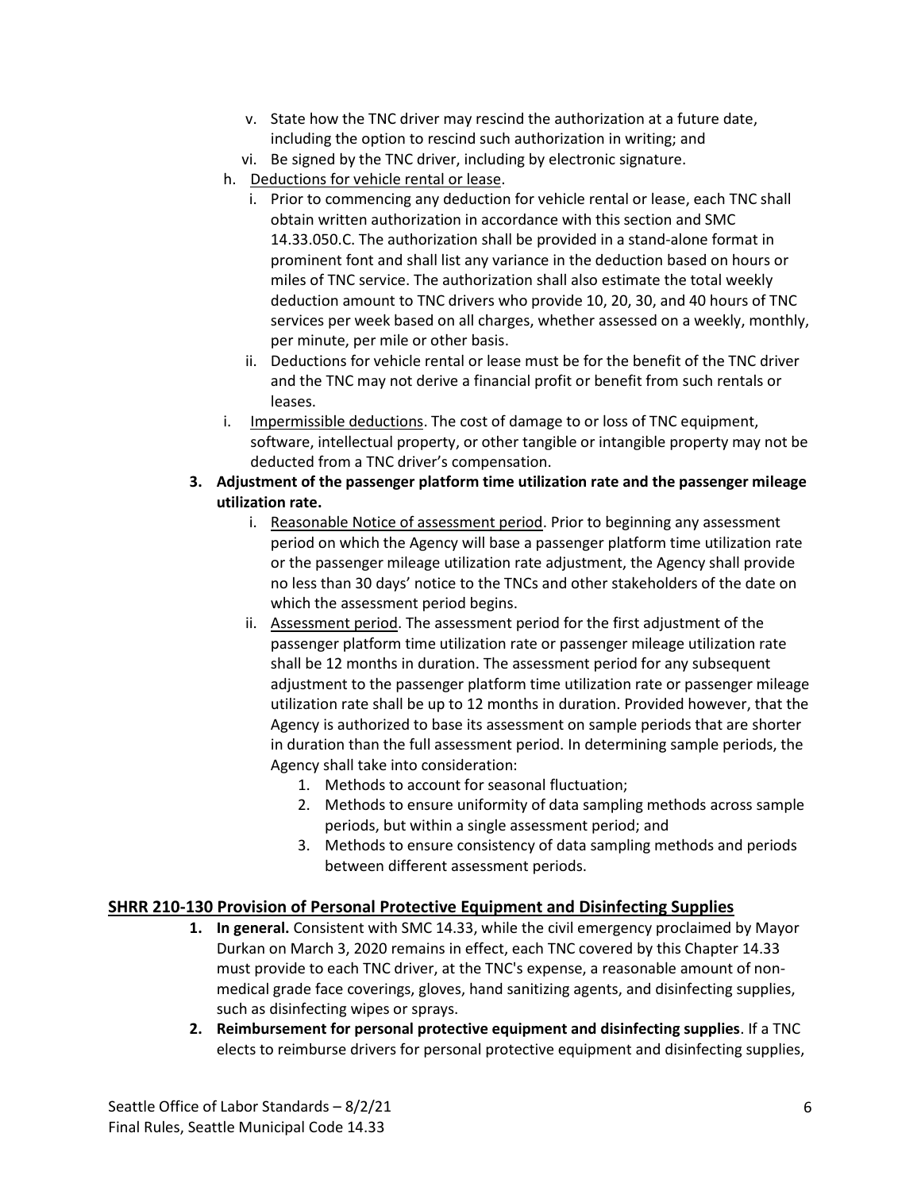v. State how the TNC driver may rescind the authorization at a future date, including the option to rescind such authorization in writing; and
vi. Be signed by the TNC driver, including by electronic signature.

h. Deductions for vehicle rental or lease.
   i. Prior to commencing any deduction for vehicle rental or lease, each TNC shall obtain written authorization in accordance with this section and SMC 14.33.050.C. The authorization shall be provided in a stand-alone format in prominent font and shall list any variance in the deduction based on hours or miles of TNC service. The authorization shall also estimate the total weekly deduction amount to TNC drivers who provide 10, 20, 30, and 40 hours of TNC services per week based on all charges, whether assessed on a weekly, monthly, per minute, per mile or other basis.
   ii. Deductions for vehicle rental or lease must be for the benefit of the TNC driver and the TNC may not derive a financial profit or benefit from such rentals or leases.

i. Impermissible deductions. The cost of damage to or loss of TNC equipment, software, intellectual property, or other tangible or intangible property may not be deducted from a TNC driver's compensation.

**3. Adjustment of the passenger platform time utilization rate and the passenger mileage utilization rate.**

   i. Reasonable Notice of assessment period. Prior to beginning any assessment period on which the Agency will base a passenger platform time utilization rate or the passenger mileage utilization rate adjustment, the Agency shall provide no less than 30 days' notice to the TNCs and other stakeholders of the date on which the assessment period begins.
   ii. Assessment period. The assessment period for the first adjustment of the passenger platform time utilization rate or passenger mileage utilization rate shall be 12 months in duration. The assessment period for any subsequent adjustment to the passenger platform time utilization rate or passenger mileage utilization rate shall be up to 12 months in duration. Provided however, that the Agency is authorized to base its assessment on sample periods that are shorter in duration than the full assessment period. In determining sample periods, the Agency shall take into consideration:
      1. Methods to account for seasonal fluctuation;
      2. Methods to ensure uniformity of data sampling methods across sample periods, but within a single assessment period; and
      3. Methods to ensure consistency of data sampling methods and periods between different assessment periods.

## SHRR 210-130 Provision of Personal Protective Equipment and Disinfecting Supplies

**1. In general.** Consistent with SMC 14.33, while the civil emergency proclaimed by Mayor Durkan on March 3, 2020 remains in effect, each TNC covered by this Chapter 14.33 must provide to each TNC driver, at the TNC's expense, a reasonable amount of non-medical grade face coverings, gloves, hand sanitizing agents, and disinfecting supplies, such as disinfecting wipes or sprays.

**2. Reimbursement for personal protective equipment and disinfecting supplies**. If a TNC elects to reimburse drivers for personal protective equipment and disinfecting supplies,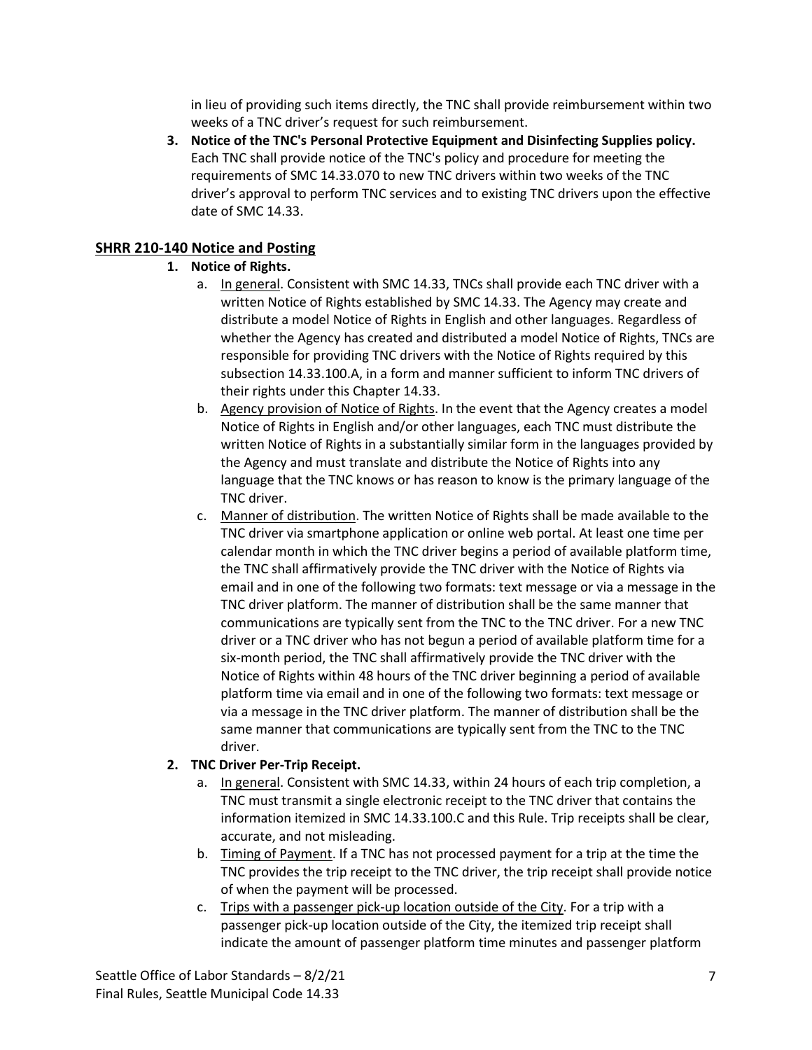in lieu of providing such items directly, the TNC shall provide reimbursement within two weeks of a TNC driver's request for such reimbursement.

3. **Notice of the TNC's Personal Protective Equipment and Disinfecting Supplies policy.** Each TNC shall provide notice of the TNC's policy and procedure for meeting the requirements of SMC 14.33.070 to new TNC drivers within two weeks of the TNC driver's approval to perform TNC services and to existing TNC drivers upon the effective date of SMC 14.33.

## SHRR 210-140 Notice and Posting

1. **Notice of Rights.**
   a. In general. Consistent with SMC 14.33, TNCs shall provide each TNC driver with a written Notice of Rights established by SMC 14.33. The Agency may create and distribute a model Notice of Rights in English and other languages. Regardless of whether the Agency has created and distributed a model Notice of Rights, TNCs are responsible for providing TNC drivers with the Notice of Rights required by this subsection 14.33.100.A, in a form and manner sufficient to inform TNC drivers of their rights under this Chapter 14.33.
   b. Agency provision of Notice of Rights. In the event that the Agency creates a model Notice of Rights in English and/or other languages, each TNC must distribute the written Notice of Rights in a substantially similar form in the languages provided by the Agency and must translate and distribute the Notice of Rights into any language that the TNC knows or has reason to know is the primary language of the TNC driver.
   c. Manner of distribution. The written Notice of Rights shall be made available to the TNC driver via smartphone application or online web portal. At least one time per calendar month in which the TNC driver begins a period of available platform time, the TNC shall affirmatively provide the TNC driver with the Notice of Rights via email and in one of the following two formats: text message or via a message in the TNC driver platform. The manner of distribution shall be the same manner that communications are typically sent from the TNC to the TNC driver. For a new TNC driver or a TNC driver who has not begun a period of available platform time for a six-month period, the TNC shall affirmatively provide the TNC driver with the Notice of Rights within 48 hours of the TNC driver beginning a period of available platform time via email and in one of the following two formats: text message or via a message in the TNC driver platform. The manner of distribution shall be the same manner that communications are typically sent from the TNC to the TNC driver.
2. **TNC Driver Per-Trip Receipt.**
   a. In general. Consistent with SMC 14.33, within 24 hours of each trip completion, a TNC must transmit a single electronic receipt to the TNC driver that contains the information itemized in SMC 14.33.100.C and this Rule. Trip receipts shall be clear, accurate, and not misleading.
   b. Timing of Payment. If a TNC has not processed payment for a trip at the time the TNC provides the trip receipt to the TNC driver, the trip receipt shall provide notice of when the payment will be processed.
   c. Trips with a passenger pick-up location outside of the City. For a trip with a passenger pick-up location outside of the City, the itemized trip receipt shall indicate the amount of passenger platform time minutes and passenger platform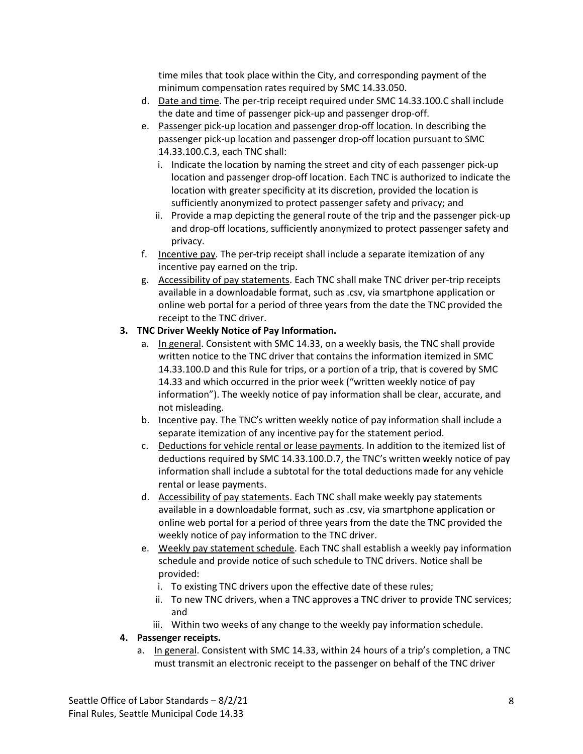time miles that took place within the City, and corresponding payment of the minimum compensation rates required by SMC 14.33.050.

d. Date and time. The per-trip receipt required under SMC 14.33.100.C shall include the date and time of passenger pick-up and passenger drop-off.

e. Passenger pick-up location and passenger drop-off location. In describing the passenger pick-up location and passenger drop-off location pursuant to SMC 14.33.100.C.3, each TNC shall:

   i. Indicate the location by naming the street and city of each passenger pick-up location and passenger drop-off location. Each TNC is authorized to indicate the location with greater specificity at its discretion, provided the location is sufficiently anonymized to protect passenger safety and privacy; and

   ii. Provide a map depicting the general route of the trip and the passenger pick-up and drop-off locations, sufficiently anonymized to protect passenger safety and privacy.

f. Incentive pay. The per-trip receipt shall include a separate itemization of any incentive pay earned on the trip.

g. Accessibility of pay statements. Each TNC shall make TNC driver per-trip receipts available in a downloadable format, such as .csv, via smartphone application or online web portal for a period of three years from the date the TNC provided the receipt to the TNC driver.

**3. TNC Driver Weekly Notice of Pay Information.**

a. In general. Consistent with SMC 14.33, on a weekly basis, the TNC shall provide written notice to the TNC driver that contains the information itemized in SMC 14.33.100.D and this Rule for trips, or a portion of a trip, that is covered by SMC 14.33 and which occurred in the prior week ("written weekly notice of pay information"). The weekly notice of pay information shall be clear, accurate, and not misleading.

b. Incentive pay. The TNC's written weekly notice of pay information shall include a separate itemization of any incentive pay for the statement period.

c. Deductions for vehicle rental or lease payments. In addition to the itemized list of deductions required by SMC 14.33.100.D.7, the TNC's written weekly notice of pay information shall include a subtotal for the total deductions made for any vehicle rental or lease payments.

d. Accessibility of pay statements. Each TNC shall make weekly pay statements available in a downloadable format, such as .csv, via smartphone application or online web portal for a period of three years from the date the TNC provided the weekly notice of pay information to the TNC driver.

e. Weekly pay statement schedule. Each TNC shall establish a weekly pay information schedule and provide notice of such schedule to TNC drivers. Notice shall be provided:

   i. To existing TNC drivers upon the effective date of these rules;

   ii. To new TNC drivers, when a TNC approves a TNC driver to provide TNC services; and

   iii. Within two weeks of any change to the weekly pay information schedule.

**4. Passenger receipts.**

a. In general. Consistent with SMC 14.33, within 24 hours of a trip's completion, a TNC must transmit an electronic receipt to the passenger on behalf of the TNC driver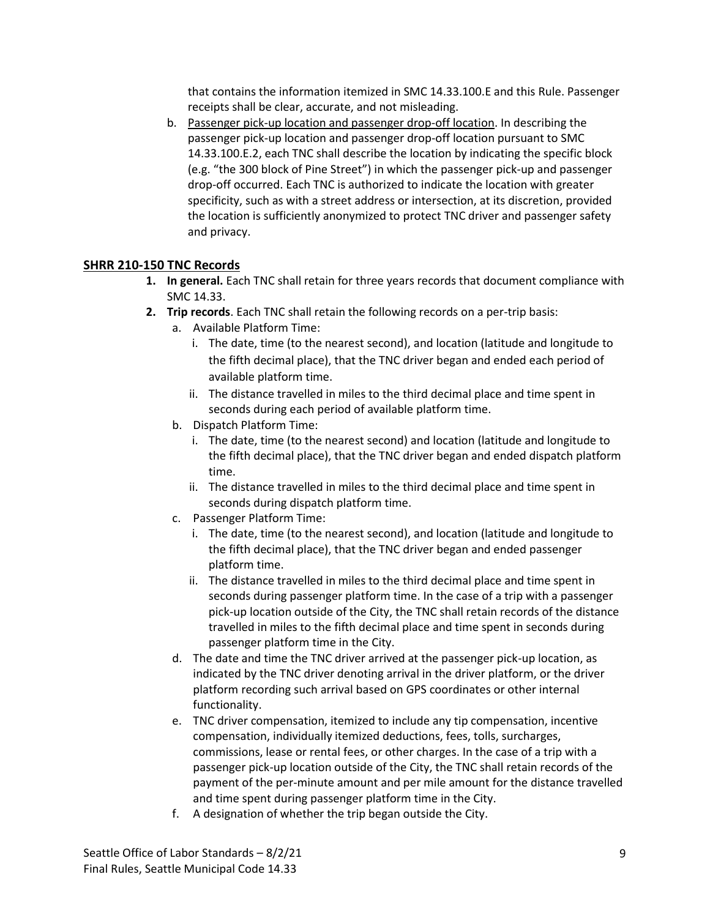that contains the information itemized in SMC 14.33.100.E and this Rule. Passenger receipts shall be clear, accurate, and not misleading.

b. Passenger pick-up location and passenger drop-off location. In describing the passenger pick-up location and passenger drop-off location pursuant to SMC 14.33.100.E.2, each TNC shall describe the location by indicating the specific block (e.g. "the 300 block of Pine Street") in which the passenger pick-up and passenger drop-off occurred. Each TNC is authorized to indicate the location with greater specificity, such as with a street address or intersection, at its discretion, provided the location is sufficiently anonymized to protect TNC driver and passenger safety and privacy.

## SHRR 210-150 TNC Records

1. **In general.** Each TNC shall retain for three years records that document compliance with SMC 14.33.
2. **Trip records**. Each TNC shall retain the following records on a per-trip basis:
   a. Available Platform Time:
      i. The date, time (to the nearest second), and location (latitude and longitude to the fifth decimal place), that the TNC driver began and ended each period of available platform time.
      ii. The distance travelled in miles to the third decimal place and time spent in seconds during each period of available platform time.
   b. Dispatch Platform Time:
      i. The date, time (to the nearest second) and location (latitude and longitude to the fifth decimal place), that the TNC driver began and ended dispatch platform time.
      ii. The distance travelled in miles to the third decimal place and time spent in seconds during dispatch platform time.
   c. Passenger Platform Time:
      i. The date, time (to the nearest second), and location (latitude and longitude to the fifth decimal place), that the TNC driver began and ended passenger platform time.
      ii. The distance travelled in miles to the third decimal place and time spent in seconds during passenger platform time. In the case of a trip with a passenger pick-up location outside of the City, the TNC shall retain records of the distance travelled in miles to the fifth decimal place and time spent in seconds during passenger platform time in the City.
   d. The date and time the TNC driver arrived at the passenger pick-up location, as indicated by the TNC driver denoting arrival in the driver platform, or the driver platform recording such arrival based on GPS coordinates or other internal functionality.
   e. TNC driver compensation, itemized to include any tip compensation, incentive compensation, individually itemized deductions, fees, tolls, surcharges, commissions, lease or rental fees, or other charges. In the case of a trip with a passenger pick-up location outside of the City, the TNC shall retain records of the payment of the per-minute amount and per mile amount for the distance travelled and time spent during passenger platform time in the City.
   f. A designation of whether the trip began outside the City.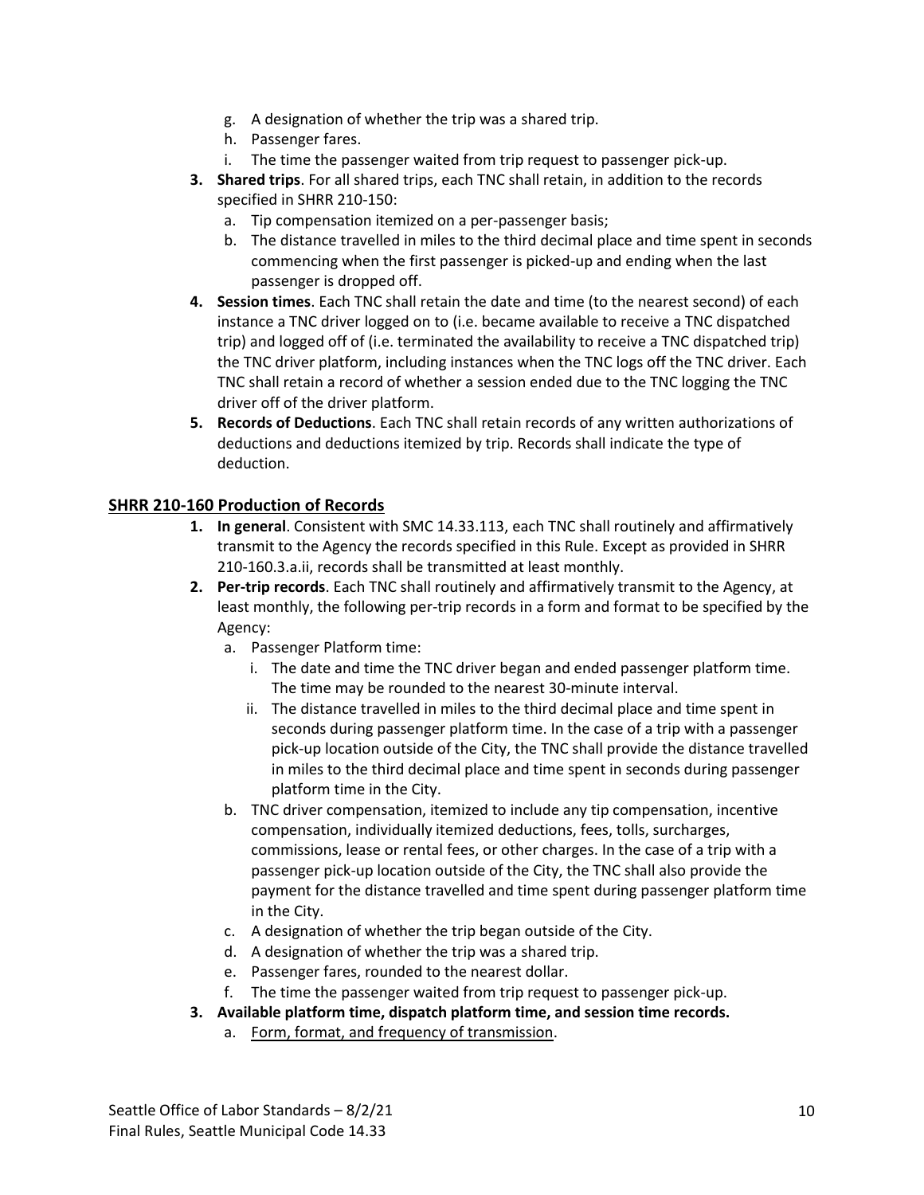g. A designation of whether the trip was a shared trip.
   h. Passenger fares.
   i. The time the passenger waited from trip request to passenger pick-up.

3. **Shared trips**. For all shared trips, each TNC shall retain, in addition to the records specified in SHRR 210-150:
   a. Tip compensation itemized on a per-passenger basis;
   b. The distance travelled in miles to the third decimal place and time spent in seconds commencing when the first passenger is picked-up and ending when the last passenger is dropped off.
4. **Session times**. Each TNC shall retain the date and time (to the nearest second) of each instance a TNC driver logged on to (i.e. became available to receive a TNC dispatched trip) and logged off of (i.e. terminated the availability to receive a TNC dispatched trip) the TNC driver platform, including instances when the TNC logs off the TNC driver. Each TNC shall retain a record of whether a session ended due to the TNC logging the TNC driver off of the driver platform.
5. **Records of Deductions**. Each TNC shall retain records of any written authorizations of deductions and deductions itemized by trip. Records shall indicate the type of deduction.

## SHRR 210-160 Production of Records

1. **In general**. Consistent with SMC 14.33.113, each TNC shall routinely and affirmatively transmit to the Agency the records specified in this Rule. Except as provided in SHRR 210-160.3.a.ii, records shall be transmitted at least monthly.
2. **Per-trip records**. Each TNC shall routinely and affirmatively transmit to the Agency, at least monthly, the following per-trip records in a form and format to be specified by the Agency:
   a. Passenger Platform time:
      i. The date and time the TNC driver began and ended passenger platform time. The time may be rounded to the nearest 30-minute interval.
      ii. The distance travelled in miles to the third decimal place and time spent in seconds during passenger platform time. In the case of a trip with a passenger pick-up location outside of the City, the TNC shall provide the distance travelled in miles to the third decimal place and time spent in seconds during passenger platform time in the City.
   b. TNC driver compensation, itemized to include any tip compensation, incentive compensation, individually itemized deductions, fees, tolls, surcharges, commissions, lease or rental fees, or other charges. In the case of a trip with a passenger pick-up location outside of the City, the TNC shall also provide the payment for the distance travelled and time spent during passenger platform time in the City.
   c. A designation of whether the trip began outside of the City.
   d. A designation of whether the trip was a shared trip.
   e. Passenger fares, rounded to the nearest dollar.
   f. The time the passenger waited from trip request to passenger pick-up.
3. **Available platform time, dispatch platform time, and session time records.**
   a. Form, format, and frequency of transmission.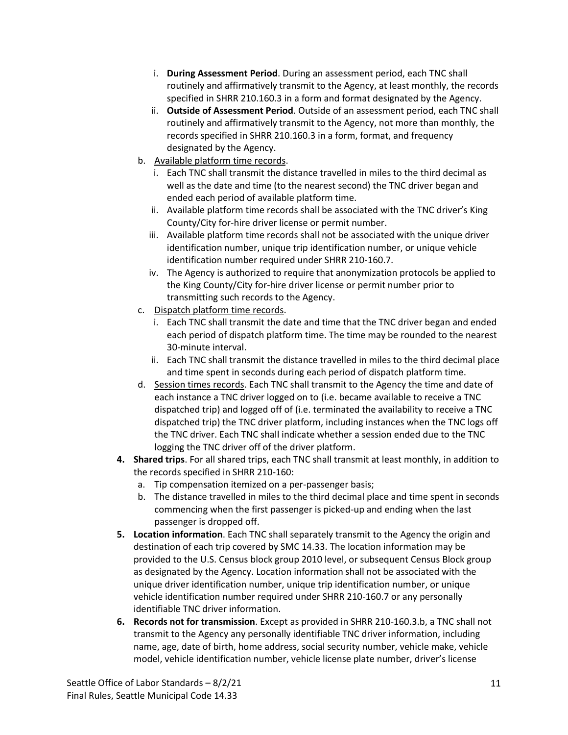i. **During Assessment Period**. During an assessment period, each TNC shall routinely and affirmatively transmit to the Agency, at least monthly, the records specified in SHRR 210.160.3 in a form and format designated by the Agency.
   ii. **Outside of Assessment Period**. Outside of an assessment period, each TNC shall routinely and affirmatively transmit to the Agency, not more than monthly, the records specified in SHRR 210.160.3 in a form, format, and frequency designated by the Agency.

b. Available platform time records.
   i. Each TNC shall transmit the distance travelled in miles to the third decimal as well as the date and time (to the nearest second) the TNC driver began and ended each period of available platform time.
   ii. Available platform time records shall be associated with the TNC driver's King County/City for-hire driver license or permit number.
   iii. Available platform time records shall not be associated with the unique driver identification number, unique trip identification number, or unique vehicle identification number required under SHRR 210-160.7.
   iv. The Agency is authorized to require that anonymization protocols be applied to the King County/City for-hire driver license or permit number prior to transmitting such records to the Agency.

c. Dispatch platform time records.
   i. Each TNC shall transmit the date and time that the TNC driver began and ended each period of dispatch platform time. The time may be rounded to the nearest 30-minute interval.
   ii. Each TNC shall transmit the distance travelled in miles to the third decimal place and time spent in seconds during each period of dispatch platform time.

d. Session times records. Each TNC shall transmit to the Agency the time and date of each instance a TNC driver logged on to (i.e. became available to receive a TNC dispatched trip) and logged off of (i.e. terminated the availability to receive a TNC dispatched trip) the TNC driver platform, including instances when the TNC logs off the TNC driver. Each TNC shall indicate whether a session ended due to the TNC logging the TNC driver off of the driver platform.

4. **Shared trips**. For all shared trips, each TNC shall transmit at least monthly, in addition to the records specified in SHRR 210-160:
   a. Tip compensation itemized on a per-passenger basis;
   b. The distance travelled in miles to the third decimal place and time spent in seconds commencing when the first passenger is picked-up and ending when the last passenger is dropped off.

5. **Location information**. Each TNC shall separately transmit to the Agency the origin and destination of each trip covered by SMC 14.33. The location information may be provided to the U.S. Census block group 2010 level, or subsequent Census Block group as designated by the Agency. Location information shall not be associated with the unique driver identification number, unique trip identification number, or unique vehicle identification number required under SHRR 210-160.7 or any personally identifiable TNC driver information.

6. **Records not for transmission**. Except as provided in SHRR 210-160.3.b, a TNC shall not transmit to the Agency any personally identifiable TNC driver information, including name, age, date of birth, home address, social security number, vehicle make, vehicle model, vehicle identification number, vehicle license plate number, driver's license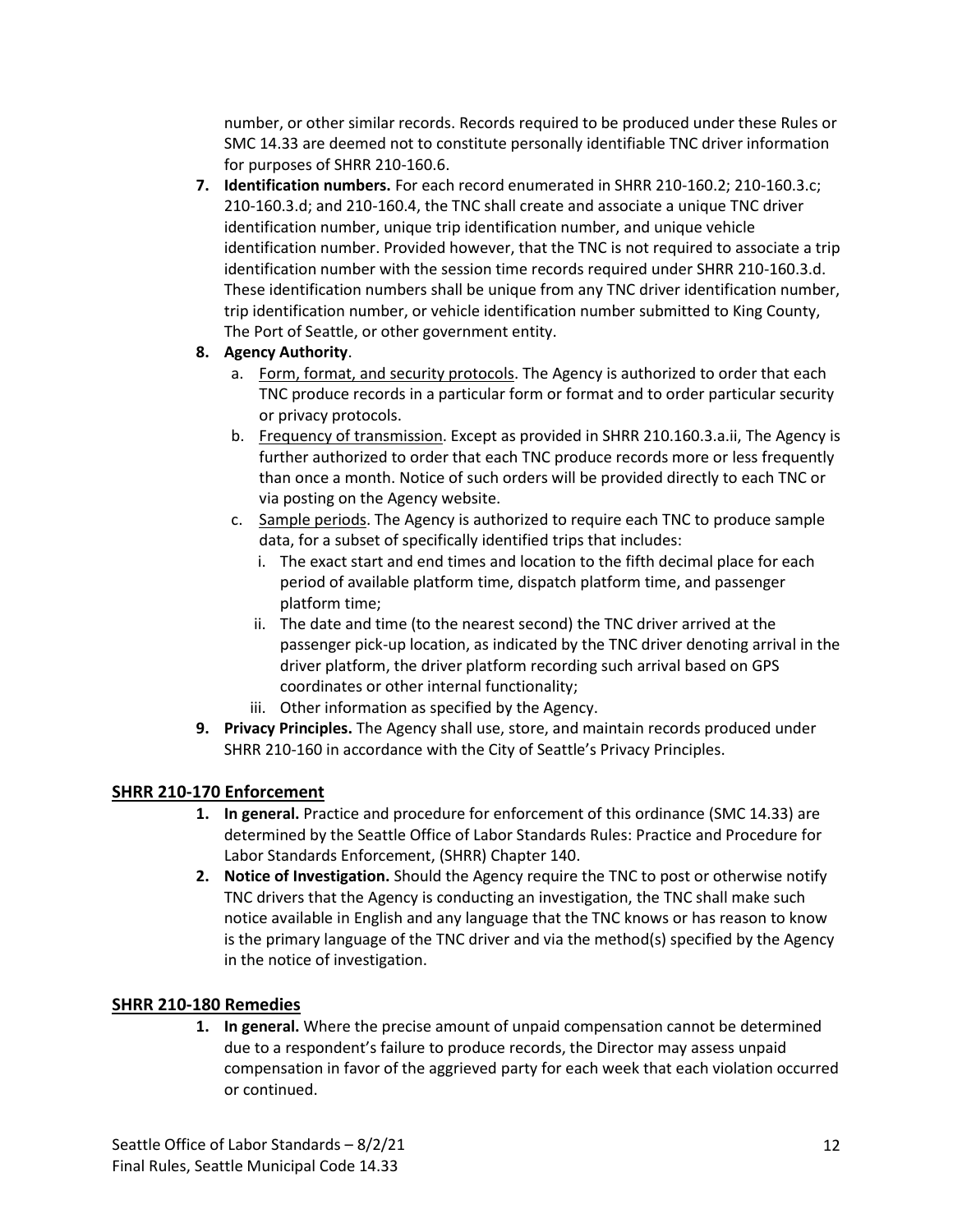number, or other similar records. Records required to be produced under these Rules or SMC 14.33 are deemed not to constitute personally identifiable TNC driver information for purposes of SHRR 210-160.6.

7. **Identification numbers.** For each record enumerated in SHRR 210-160.2; 210-160.3.c; 210-160.3.d; and 210-160.4, the TNC shall create and associate a unique TNC driver identification number, unique trip identification number, and unique vehicle identification number. Provided however, that the TNC is not required to associate a trip identification number with the session time records required under SHRR 210-160.3.d. These identification numbers shall be unique from any TNC driver identification number, trip identification number, or vehicle identification number submitted to King County, The Port of Seattle, or other government entity.
8. **Agency Authority**.
   a. Form, format, and security protocols. The Agency is authorized to order that each TNC produce records in a particular form or format and to order particular security or privacy protocols.
   b. Frequency of transmission. Except as provided in SHRR 210.160.3.a.ii, The Agency is further authorized to order that each TNC produce records more or less frequently than once a month. Notice of such orders will be provided directly to each TNC or via posting on the Agency website.
   c. Sample periods. The Agency is authorized to require each TNC to produce sample data, for a subset of specifically identified trips that includes:
      i. The exact start and end times and location to the fifth decimal place for each period of available platform time, dispatch platform time, and passenger platform time;
      ii. The date and time (to the nearest second) the TNC driver arrived at the passenger pick-up location, as indicated by the TNC driver denoting arrival in the driver platform, the driver platform recording such arrival based on GPS coordinates or other internal functionality;
      iii. Other information as specified by the Agency.
9. **Privacy Principles.** The Agency shall use, store, and maintain records produced under SHRR 210-160 in accordance with the City of Seattle's Privacy Principles.

## SHRR 210-170 Enforcement

1. **In general.** Practice and procedure for enforcement of this ordinance (SMC 14.33) are determined by the Seattle Office of Labor Standards Rules: Practice and Procedure for Labor Standards Enforcement, (SHRR) Chapter 140.
2. **Notice of Investigation.** Should the Agency require the TNC to post or otherwise notify TNC drivers that the Agency is conducting an investigation, the TNC shall make such notice available in English and any language that the TNC knows or has reason to know is the primary language of the TNC driver and via the method(s) specified by the Agency in the notice of investigation.

## SHRR 210-180 Remedies

1. **In general.** Where the precise amount of unpaid compensation cannot be determined due to a respondent's failure to produce records, the Director may assess unpaid compensation in favor of the aggrieved party for each week that each violation occurred or continued.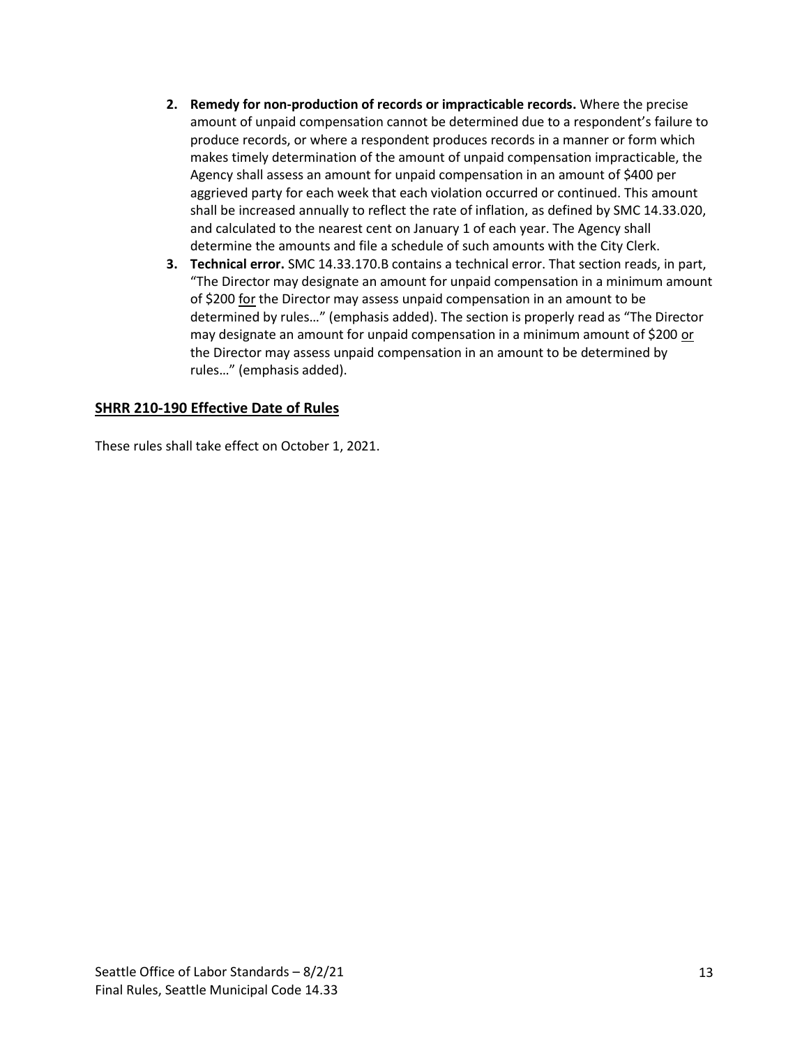2. **Remedy for non-production of records or impracticable records.** Where the precise amount of unpaid compensation cannot be determined due to a respondent's failure to produce records, or where a respondent produces records in a manner or form which makes timely determination of the amount of unpaid compensation impracticable, the Agency shall assess an amount for unpaid compensation in an amount of $400 per aggrieved party for each week that each violation occurred or continued. This amount shall be increased annually to reflect the rate of inflation, as defined by SMC 14.33.020, and calculated to the nearest cent on January 1 of each year. The Agency shall determine the amounts and file a schedule of such amounts with the City Clerk.
3. **Technical error.** SMC 14.33.170.B contains a technical error. That section reads, in part, "The Director may designate an amount for unpaid compensation in a minimum amount of $200 <u>for</u> the Director may assess unpaid compensation in an amount to be determined by rules…" (emphasis added). The section is properly read as "The Director may designate an amount for unpaid compensation in a minimum amount of $200 <u>or</u> the Director may assess unpaid compensation in an amount to be determined by rules…" (emphasis added).

## SHRR 210-190 Effective Date of Rules

These rules shall take effect on October 1, 2021.